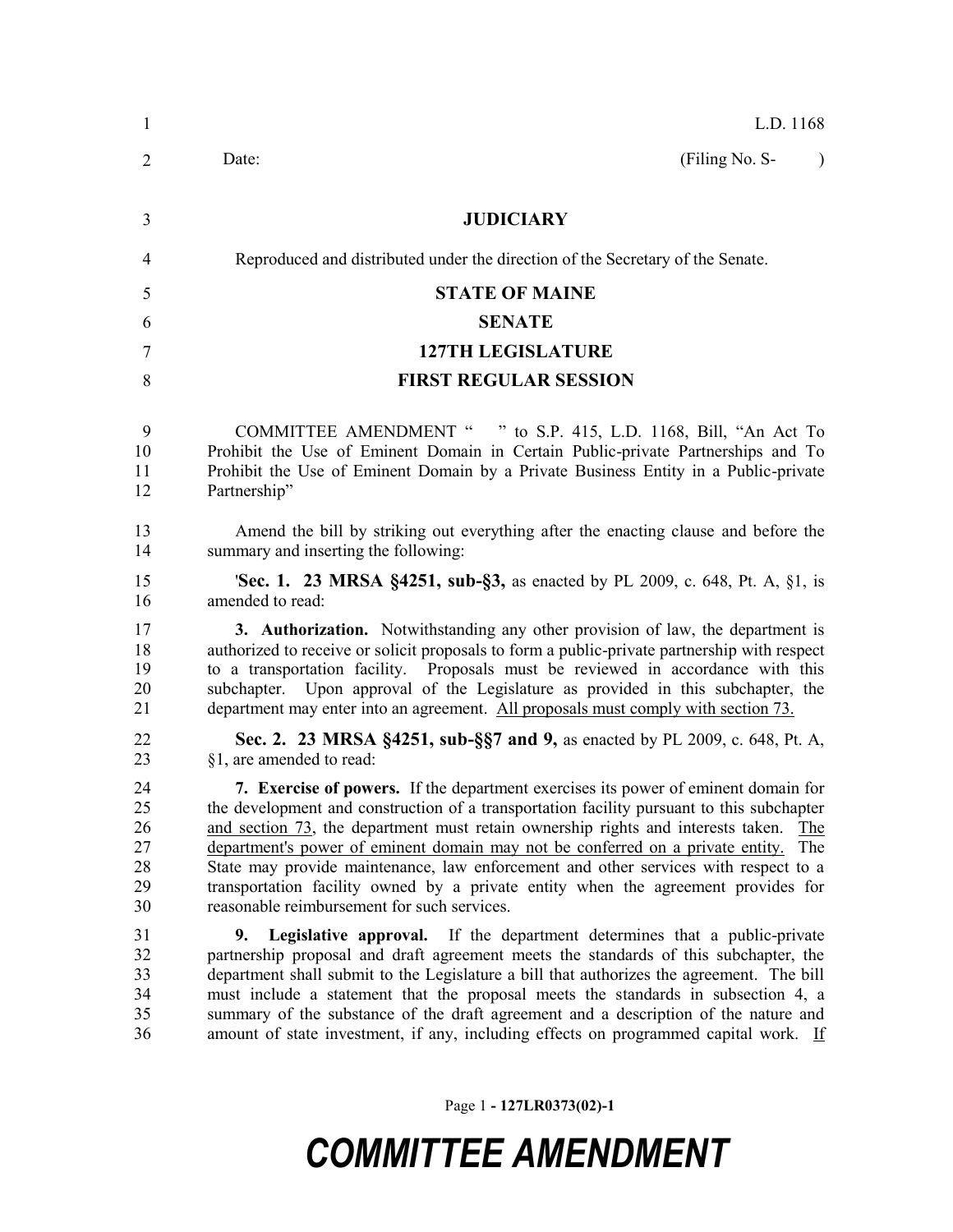L.D. 1168

Date: (Filing No. S- )

**JUDICIARY**

Reproduced and distributed under the direction of the Secretary of the Senate.

**STATE OF MAINE**

**SENATE**

**127TH LEGISLATURE**

**FIRST REGULAR SESSION**

COMMITTEE AMENDMENT " " to S.P. 415, L.D. 1168, Bill, "An Act To Prohibit the Use of Eminent Domain in Certain Public-private Partnerships and To Prohibit the Use of Eminent Domain by a Private Business Entity in a Public-private Partnership"

Amend the bill by striking out everything after the enacting clause and before the summary and inserting the following:

'**Sec. 1. 23 MRSA §4251, sub-§3,** as enacted by PL 2009, c. 648, Pt. A, §1, is amended to read:

**3. Authorization.** Notwithstanding any other provision of law, the department is authorized to receive or solicit proposals to form a public-private partnership with respect to a transportation facility. Proposals must be reviewed in accordance with this subchapter. Upon approval of the Legislature as provided in this subchapter, the department may enter into an agreement. All proposals must comply with section 73.

**Sec. 2. 23 MRSA §4251, sub-§§7 and 9,** as enacted by PL 2009, c. 648, Pt. A, §1, are amended to read:

**7. Exercise of powers.** If the department exercises its power of eminent domain for the development and construction of a transportation facility pursuant to this subchapter and section 73, the department must retain ownership rights and interests taken. The department's power of eminent domain may not be conferred on a private entity. The State may provide maintenance, law enforcement and other services with respect to a transportation facility owned by a private entity when the agreement provides for reasonable reimbursement for such services.

**9. Legislative approval.** If the department determines that a public-private partnership proposal and draft agreement meets the standards of this subchapter, the department shall submit to the Legislature a bill that authorizes the agreement. The bill must include a statement that the proposal meets the standards in subsection 4, a summary of the substance of the draft agreement and a description of the nature and amount of state investment, if any, including effects on programmed capital work. If

Page 1 - 127LR0373(02)-1

# COMMITTEE AMENDMENT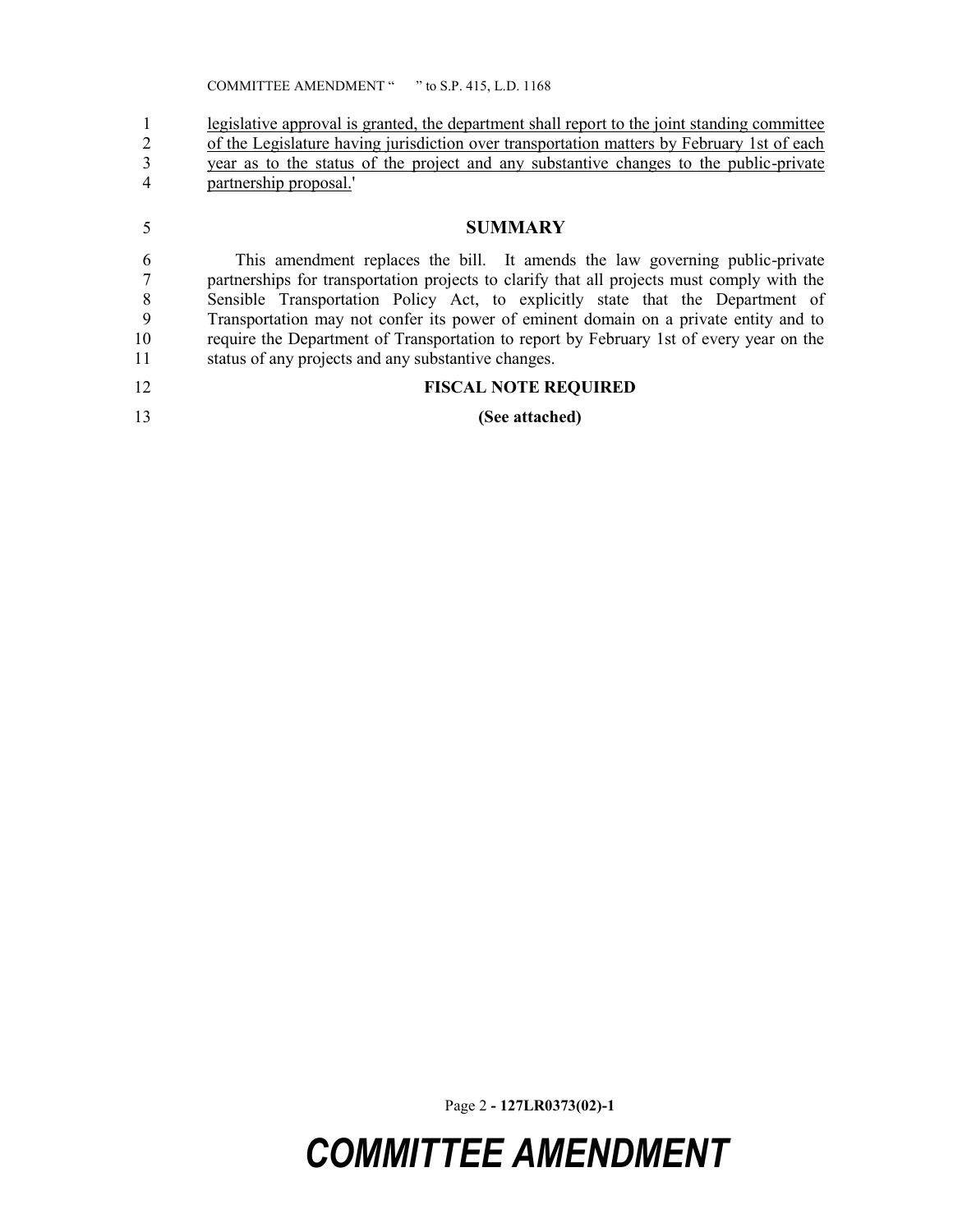legislative approval is granted, the department shall report to the joint standing committee of the Legislature having jurisdiction over transportation matters by February 1st of each year as to the status of the project and any substantive changes to the public-private partnership proposal.'

## SUMMARY

This amendment replaces the bill. It amends the law governing public-private partnerships for transportation projects to clarify that all projects must comply with the Sensible Transportation Policy Act, to explicitly state that the Department of Transportation may not confer its power of eminent domain on a private entity and to require the Department of Transportation to report by February 1st of every year on the status of any projects and any substantive changes.

**FISCAL NOTE REQUIRED**

**(See attached)**